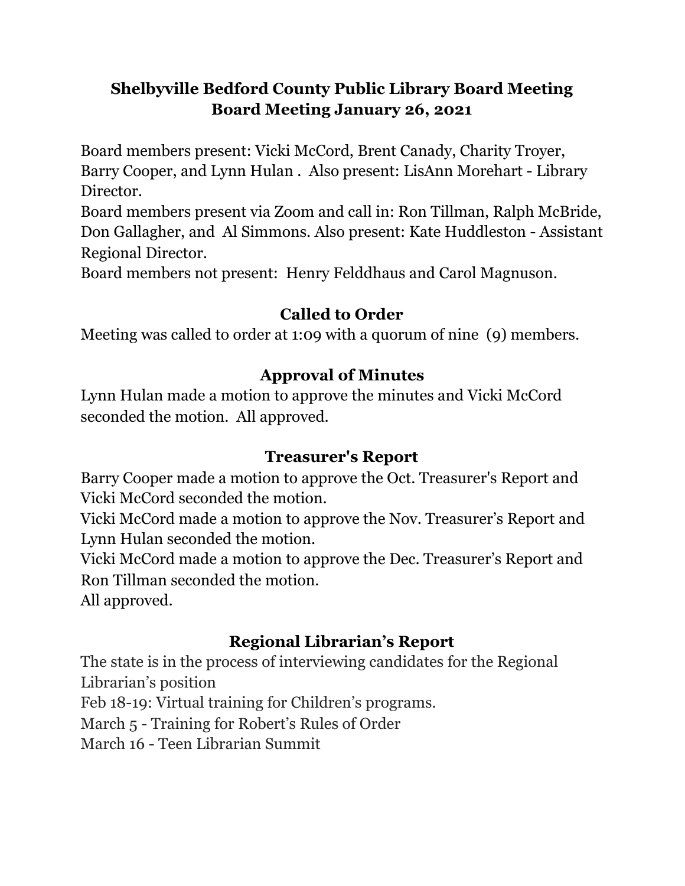# Shelbyville Bedford County Public Library Board Meeting
# Board Meeting January 26, 2021

Board members present: Vicki McCord, Brent Canady, Charity Troyer, Barry Cooper, and Lynn Hulan . Also present: LisAnn Morehart - Library Director.
Board members present via Zoom and call in: Ron Tillman, Ralph McBride, Don Gallagher, and Al Simmons. Also present: Kate Huddleston - Assistant Regional Director.
Board members not present: Henry Felddhaus and Carol Magnuson.

## Called to Order

Meeting was called to order at 1:09 with a quorum of nine (9) members.

## Approval of Minutes

Lynn Hulan made a motion to approve the minutes and Vicki McCord seconded the motion. All approved.

## Treasurer's Report

Barry Cooper made a motion to approve the Oct. Treasurer's Report and Vicki McCord seconded the motion.
Vicki McCord made a motion to approve the Nov. Treasurer's Report and Lynn Hulan seconded the motion.
Vicki McCord made a motion to approve the Dec. Treasurer's Report and Ron Tillman seconded the motion.
All approved.

## Regional Librarian's Report

The state is in the process of interviewing candidates for the Regional Librarian's position
Feb 18-19: Virtual training for Children's programs.
March 5 - Training for Robert's Rules of Order
March 16 - Teen Librarian Summit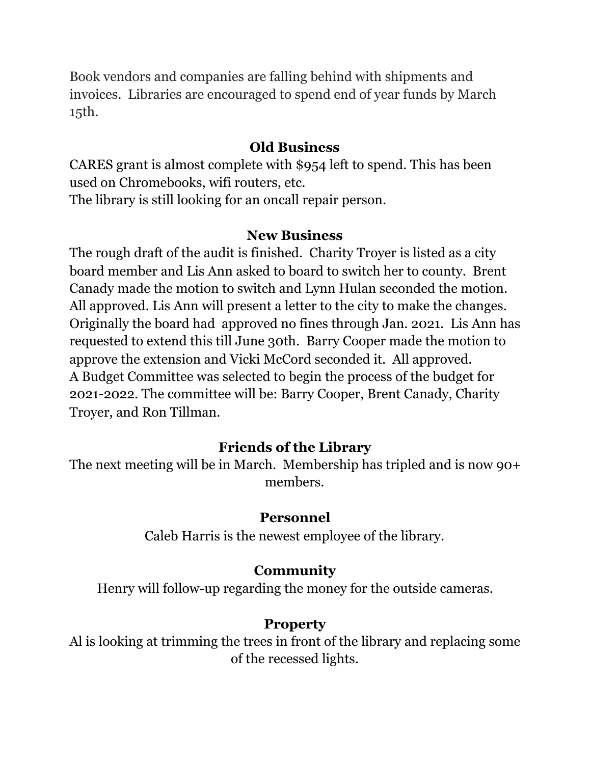Book vendors and companies are falling behind with shipments and invoices. Libraries are encouraged to spend end of year funds by March 15th.

## Old Business

CARES grant is almost complete with $954 left to spend. This has been used on Chromebooks, wifi routers, etc.
The library is still looking for an oncall repair person.

## New Business

The rough draft of the audit is finished. Charity Troyer is listed as a city board member and Lis Ann asked to board to switch her to county. Brent Canady made the motion to switch and Lynn Hulan seconded the motion. All approved. Lis Ann will present a letter to the city to make the changes.
Originally the board had approved no fines through Jan. 2021. Lis Ann has requested to extend this till June 30th. Barry Cooper made the motion to approve the extension and Vicki McCord seconded it. All approved.
A Budget Committee was selected to begin the process of the budget for 2021-2022. The committee will be: Barry Cooper, Brent Canady, Charity Troyer, and Ron Tillman.

## Friends of the Library

The next meeting will be in March. Membership has tripled and is now 90+ members.

## Personnel

Caleb Harris is the newest employee of the library.

## Community

Henry will follow-up regarding the money for the outside cameras.

## Property

Al is looking at trimming the trees in front of the library and replacing some of the recessed lights.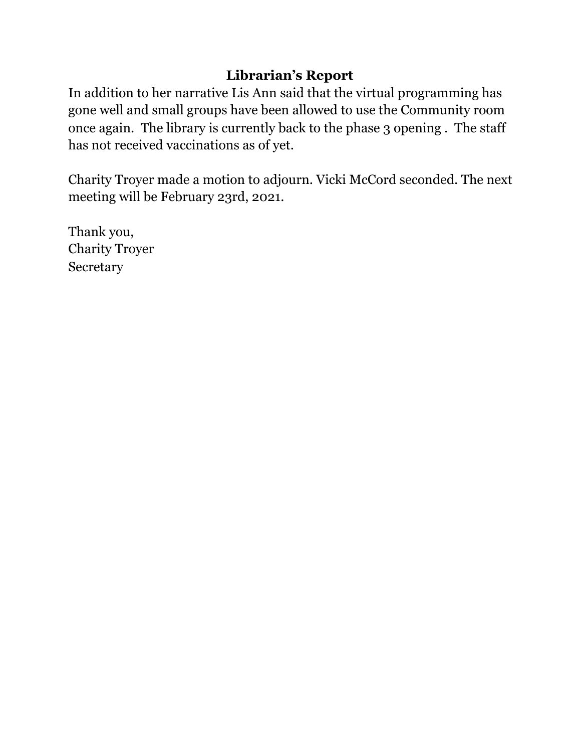## Librarian's Report

In addition to her narrative Lis Ann said that the virtual programming has gone well and small groups have been allowed to use the Community room once again. The library is currently back to the phase 3 opening . The staff has not received vaccinations as of yet.

Charity Troyer made a motion to adjourn. Vicki McCord seconded. The next meeting will be February 23rd, 2021.

Thank you,
Charity Troyer
Secretary